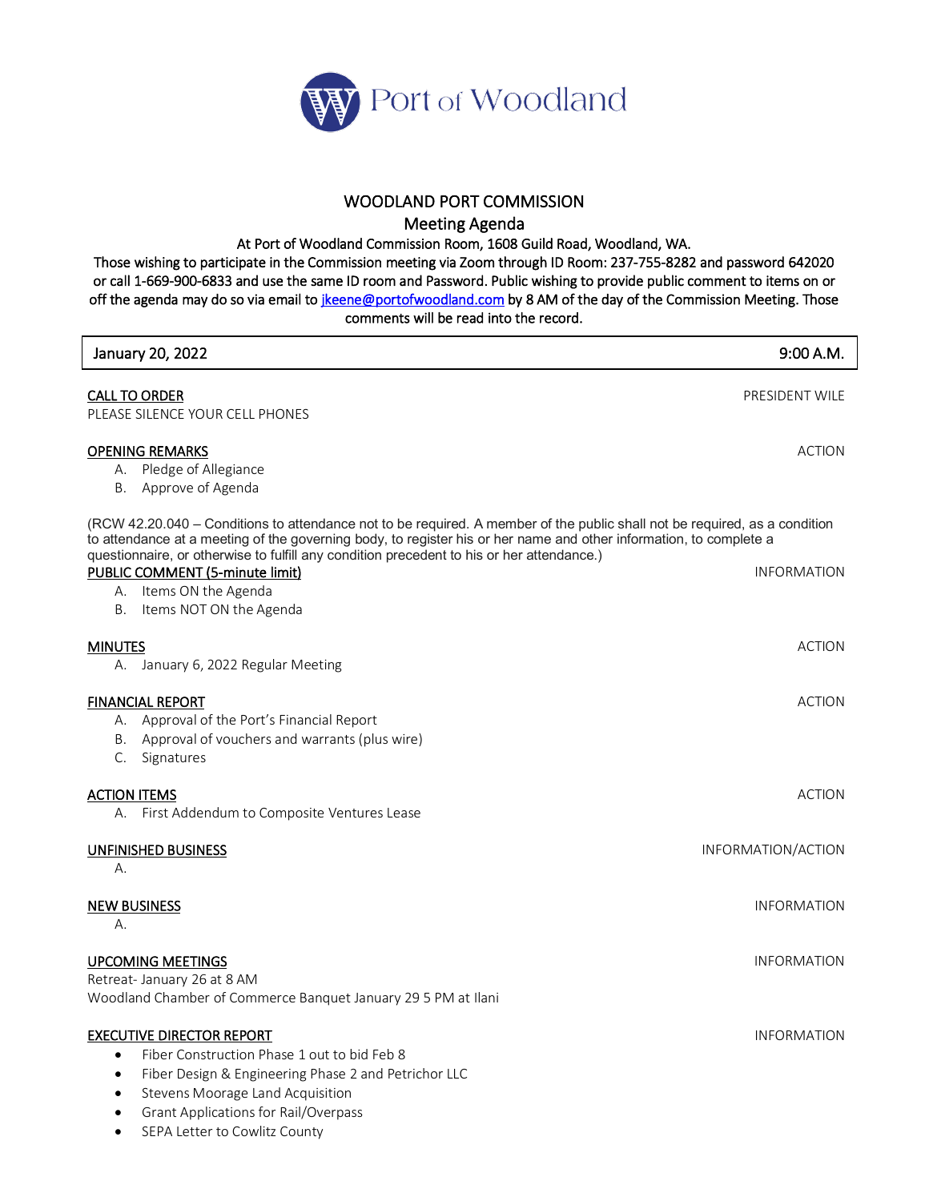Port of Woodland

# WOODLAND PORT COMMISSION

## Meeting Agenda

At Port of Woodland Commission Room, 1608 Guild Road, Woodland, WA.

Those wishing to participate in the Commission meeting via Zoom through ID Room: 237-755-8282 and password 642020 or call 1-669-900-6833 and use the same ID room and Password. Public wishing to provide public comment to items on or off the agenda may do so via email to jkeene@portofwoodland.com by 8 AM of the day of the Commission Meeting. Those comments will be read into the record.

| January 20, 2022 | 9:00 A.M. |
|---|---|

**CALL TO ORDER** — PRESIDENT WILE

PLEASE SILENCE YOUR CELL PHONES

**OPENING REMARKS** — ACTION

A. Pledge of Allegiance
B. Approve of Agenda

(RCW 42.20.040 – Conditions to attendance not to be required. A member of the public shall not be required, as a condition to attendance at a meeting of the governing body, to register his or her name and other information, to complete a questionnaire, or otherwise to fulfill any condition precedent to his or her attendance.)

**PUBLIC COMMENT (5-minute limit)** — INFORMATION

A. Items ON the Agenda
B. Items NOT ON the Agenda

**MINUTES** — ACTION

A. January 6, 2022 Regular Meeting

**FINANCIAL REPORT** — ACTION

A. Approval of the Port's Financial Report
B. Approval of vouchers and warrants (plus wire)
C. Signatures

**ACTION ITEMS** — ACTION

A. First Addendum to Composite Ventures Lease

**UNFINISHED BUSINESS** — INFORMATION/ACTION

A.

**NEW BUSINESS** — INFORMATION

A.

**UPCOMING MEETINGS** — INFORMATION

Retreat- January 26 at 8 AM
Woodland Chamber of Commerce Banquet January 29 5 PM at Ilani

**EXECUTIVE DIRECTOR REPORT** — INFORMATION

- Fiber Construction Phase 1 out to bid Feb 8
- Fiber Design & Engineering Phase 2 and Petrichor LLC
- Stevens Moorage Land Acquisition
- Grant Applications for Rail/Overpass
- SEPA Letter to Cowlitz County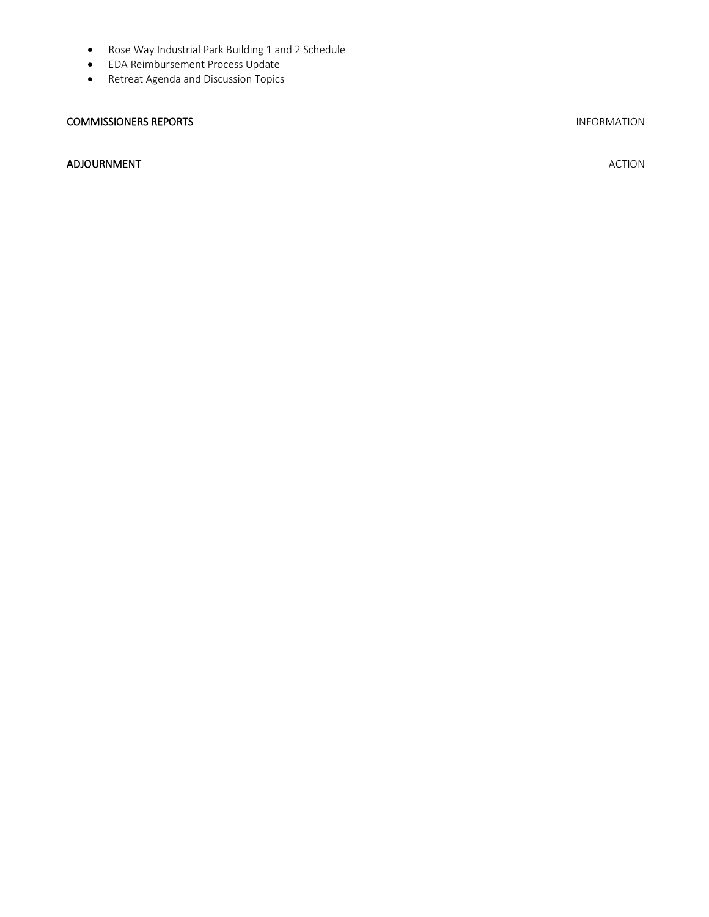- Rose Way Industrial Park Building 1 and 2 Schedule
- EDA Reimbursement Process Update
- Retreat Agenda and Discussion Topics

**COMMISSIONERS REPORTS** INFORMATION

**ADJOURNMENT** ACTION